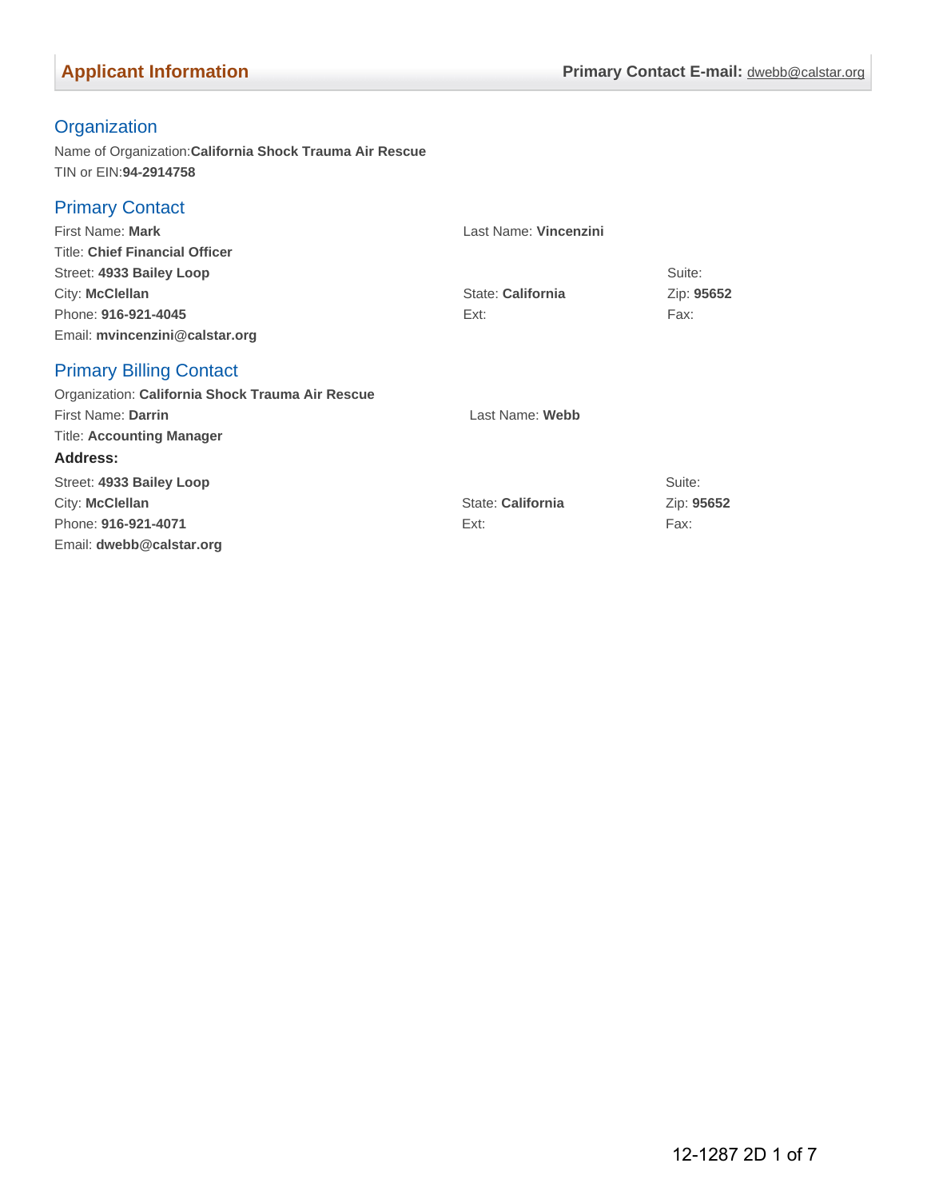## Applicant Information

**Primary Contact E-mail:** dwebb@calstar.org

### Organization

Name of Organization: **California Shock Trauma Air Rescue**
TIN or EIN: **94-2914758**

### Primary Contact

First Name: **Mark**
Last Name: **Vincenzini**
Title: **Chief Financial Officer**
Street: **4933 Bailey Loop**
Suite:
City: **McClellan**
State: **California**
Zip: **95652**
Phone: **916-921-4045**
Ext:
Fax:
Email: **mvincenzini@calstar.org**

### Primary Billing Contact

Organization: **California Shock Trauma Air Rescue**
First Name: **Darrin**
Last Name: **Webb**
Title: **Accounting Manager**

**Address:**

Street: **4933 Bailey Loop**
Suite:
City: **McClellan**
State: **California**
Zip: **95652**
Phone: **916-921-4071**
Ext:
Fax:
Email: **dwebb@calstar.org**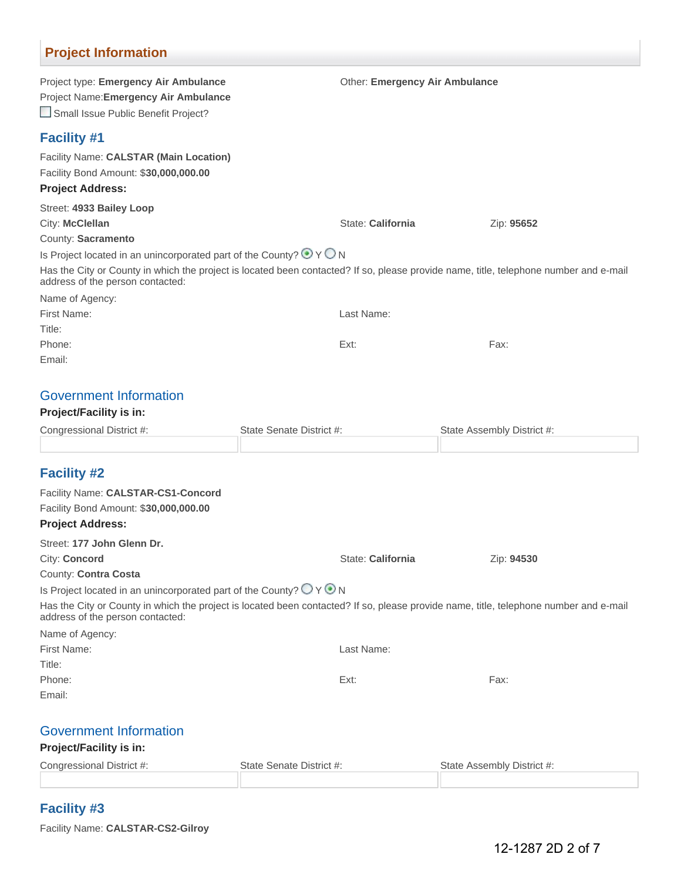## Project Information

Project type: **Emergency Air Ambulance**

Other: **Emergency Air Ambulance**

Project Name: **Emergency Air Ambulance**

☐ Small Issue Public Benefit Project?

### Facility #1

Facility Name: **CALSTAR (Main Location)**

Facility Bond Amount: $**30,000,000.00**

**Project Address:**

Street: **4933 Bailey Loop**

City: **McClellan**

State: **California**

Zip: **95652**

County: **Sacramento**

Is Project located in an unincorporated part of the County? (•) Y ( ) N

Has the City or County in which the project is located been contacted? If so, please provide name, title, telephone number and e-mail address of the person contacted:

Name of Agency:

First Name:

Last Name:

Title:

Phone:

Ext:

Fax:

Email:

### Government Information

**Project/Facility is in:**

| Congressional District #: | State Senate District #: | State Assembly District #: |
|---|---|---|
| | | |

### Facility #2

Facility Name: **CALSTAR-CS1-Concord**

Facility Bond Amount: $**30,000,000.00**

**Project Address:**

Street: **177 John Glenn Dr.**

City: **Concord**

State: **California**

Zip: **94530**

County: **Contra Costa**

Is Project located in an unincorporated part of the County? ( ) Y (•) N

Has the City or County in which the project is located been contacted? If so, please provide name, title, telephone number and e-mail address of the person contacted:

Name of Agency:

First Name:

Last Name:

Title:

Phone:

Ext:

Fax:

Email:

### Government Information

**Project/Facility is in:**

| Congressional District #: | State Senate District #: | State Assembly District #: |
|---|---|---|
| | | |

### Facility #3

Facility Name: **CALSTAR-CS2-Gilroy**

12-1287 2D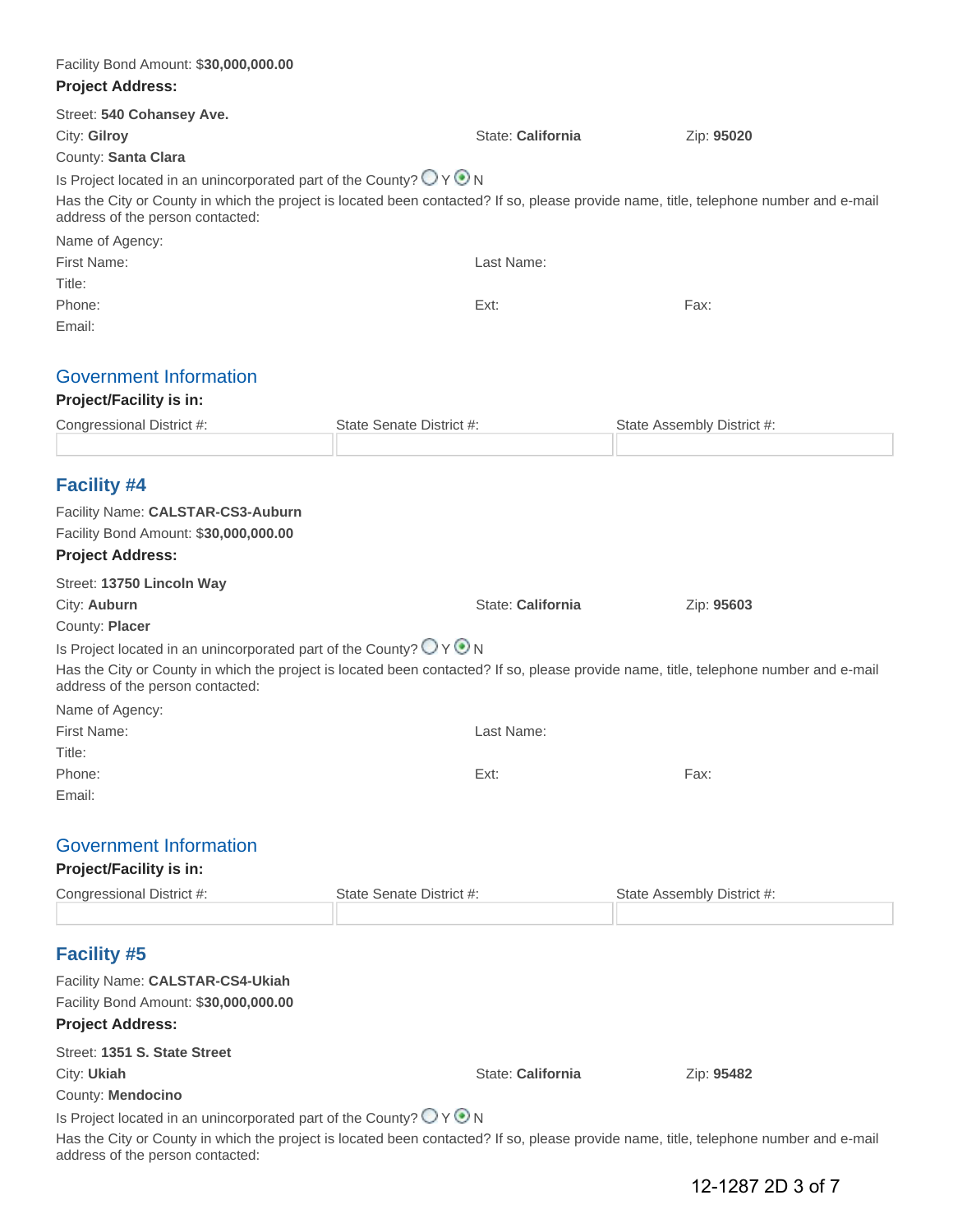Facility Bond Amount: $**30,000,000.00**

**Project Address:**

Street: **540 Cohansey Ave.**

City: **Gilroy** State: **California** Zip: **95020**

County: **Santa Clara**

Is Project located in an unincorporated part of the County? ○ Y ◉ N

Has the City or County in which the project is located been contacted? If so, please provide name, title, telephone number and e-mail address of the person contacted:

Name of Agency:

First Name: Last Name:

Title:

Phone: Ext: Fax:

Email:

## Government Information

**Project/Facility is in:**

| Congressional District #: | State Senate District #: | State Assembly District #: |
|---|---|---|
| | | |

## Facility #4

Facility Name: **CALSTAR-CS3-Auburn**

Facility Bond Amount: $**30,000,000.00**

**Project Address:**

Street: **13750 Lincoln Way**

City: **Auburn** State: **California** Zip: **95603**

County: **Placer**

Is Project located in an unincorporated part of the County? ○ Y ◉ N

Has the City or County in which the project is located been contacted? If so, please provide name, title, telephone number and e-mail address of the person contacted:

Name of Agency:

First Name: Last Name:

Title:

Phone: Ext: Fax:

Email:

## Government Information

**Project/Facility is in:**

| Congressional District #: | State Senate District #: | State Assembly District #: |
|---|---|---|
| | | |

## Facility #5

Facility Name: **CALSTAR-CS4-Ukiah**

Facility Bond Amount: $**30,000,000.00**

**Project Address:**

Street: **1351 S. State Street**

City: **Ukiah** State: **California** Zip: **95482**

County: **Mendocino**

Is Project located in an unincorporated part of the County? ○ Y ◉ N

Has the City or County in which the project is located been contacted? If so, please provide name, title, telephone number and e-mail address of the person contacted:

12-1287 2D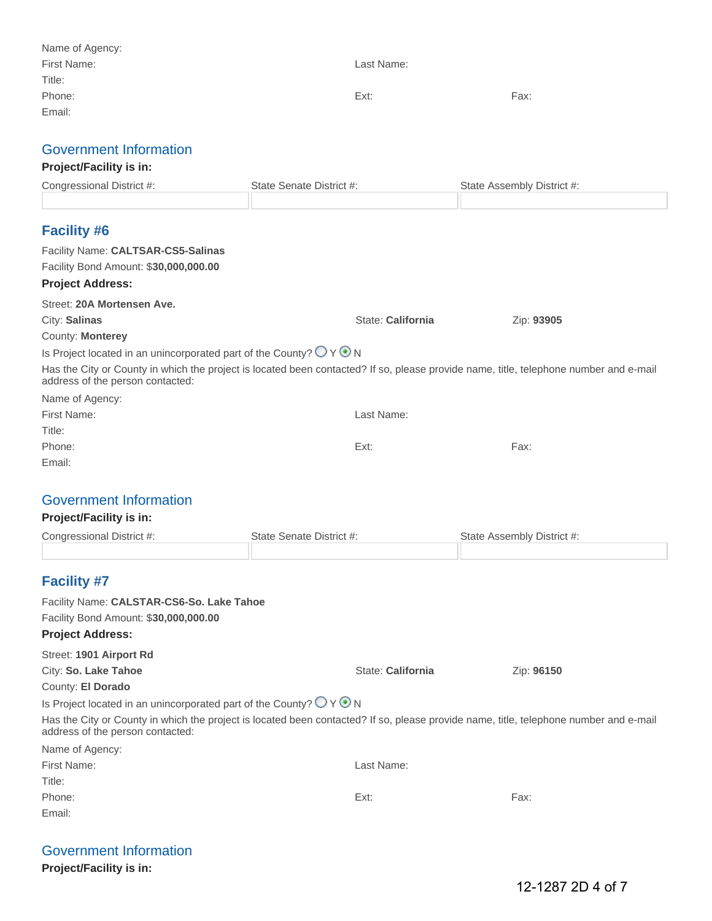Name of Agency:

First Name: | Last Name:

Title:

Phone: | Ext: | Fax:

Email:

## Government Information

**Project/Facility is in:**

| Congressional District #: | State Senate District #: | State Assembly District #: |
|---|---|---|
| | | |

## Facility #6

Facility Name: **CALTSAR-CS5-Salinas**

Facility Bond Amount: $**30,000,000.00**

**Project Address:**

Street: **20A Mortensen Ave.**

City: **Salinas** | State: **California** | Zip: **93905**

County: **Monterey**

Is Project located in an unincorporated part of the County? ○ Y ◉ N

Has the City or County in which the project is located been contacted? If so, please provide name, title, telephone number and e-mail address of the person contacted:

Name of Agency:

First Name: | Last Name:

Title:

Phone: | Ext: | Fax:

Email:

## Government Information

**Project/Facility is in:**

| Congressional District #: | State Senate District #: | State Assembly District #: |
|---|---|---|
| | | |

## Facility #7

Facility Name: **CALSTAR-CS6-So. Lake Tahoe**

Facility Bond Amount: $**30,000,000.00**

**Project Address:**

Street: **1901 Airport Rd**

City: **So. Lake Tahoe** | State: **California** | Zip: **96150**

County: **El Dorado**

Is Project located in an unincorporated part of the County? ○ Y ◉ N

Has the City or County in which the project is located been contacted? If so, please provide name, title, telephone number and e-mail address of the person contacted:

Name of Agency:

First Name: | Last Name:

Title:

Phone: | Ext: | Fax:

Email:

## Government Information

**Project/Facility is in:**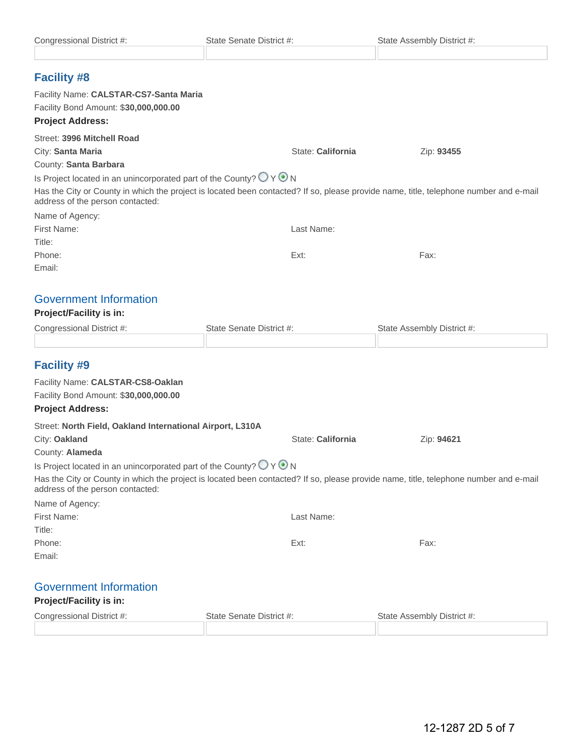| Congressional District #: | State Senate District #: | State Assembly District #: |
|---|---|---|
| | | |

## Facility #8

Facility Name: **CALSTAR-CS7-Santa Maria**

Facility Bond Amount: $**30,000,000.00**

**Project Address:**

Street: **3996 Mitchell Road**

City: **Santa Maria** State: **California** Zip: **93455**

County: **Santa Barbara**

Is Project located in an unincorporated part of the County? ○ Y ◉ N

Has the City or County in which the project is located been contacted? If so, please provide name, title, telephone number and e-mail address of the person contacted:

Name of Agency:

First Name: Last Name:

Title:

Phone: Ext: Fax:

Email:

### Government Information

**Project/Facility is in:**

| Congressional District #: | State Senate District #: | State Assembly District #: |
|---|---|---|
| | | |

## Facility #9

Facility Name: **CALSTAR-CS8-Oaklan**

Facility Bond Amount: $**30,000,000.00**

**Project Address:**

Street: **North Field, Oakland International Airport, L310A**

City: **Oakland** State: **California** Zip: **94621**

County: **Alameda**

Is Project located in an unincorporated part of the County? ○ Y ◉ N

Has the City or County in which the project is located been contacted? If so, please provide name, title, telephone number and e-mail address of the person contacted:

Name of Agency:

First Name: Last Name:

Title:

Phone: Ext: Fax:

Email:

### Government Information

**Project/Facility is in:**

| Congressional District #: | State Senate District #: | State Assembly District #: |
|---|---|---|
| | | |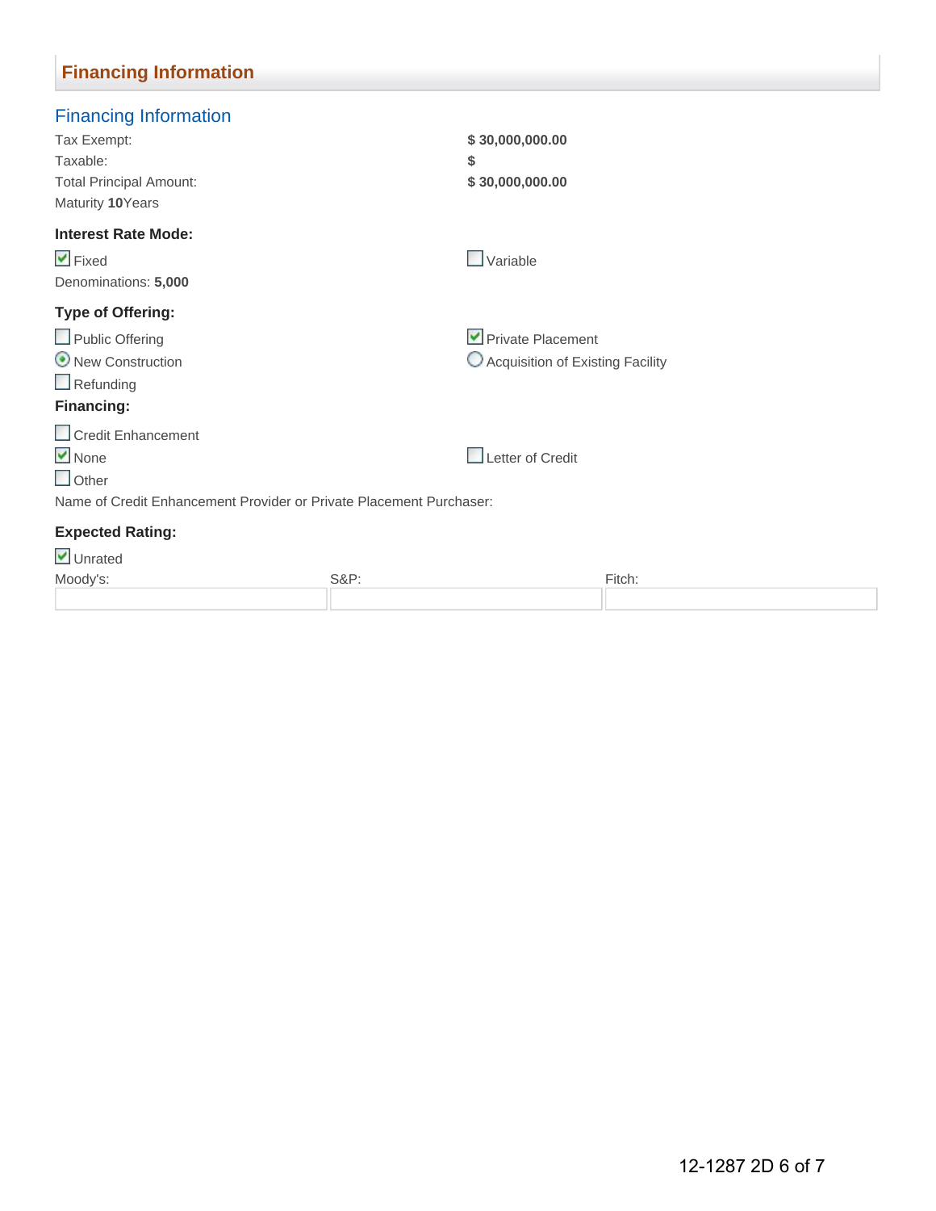## Financing Information

### Financing Information

Tax Exempt: **$ 30,000,000.00**

Taxable: **$**

Total Principal Amount: **$ 30,000,000.00**

Maturity **10** Years

**Interest Rate Mode:**

- [x] Fixed
- [ ] Variable

Denominations: **5,000**

**Type of Offering:**

- [ ] Public Offering
- [x] Private Placement
- (•) New Construction
- ( ) Acquisition of Existing Facility
- [ ] Refunding

**Financing:**

- [ ] Credit Enhancement
- [x] None
- [ ] Letter of Credit
- [ ] Other

Name of Credit Enhancement Provider or Private Placement Purchaser:

**Expected Rating:**

- [x] Unrated

| Moody's: | S&P: | Fitch: |
|---|---|---|
| | | |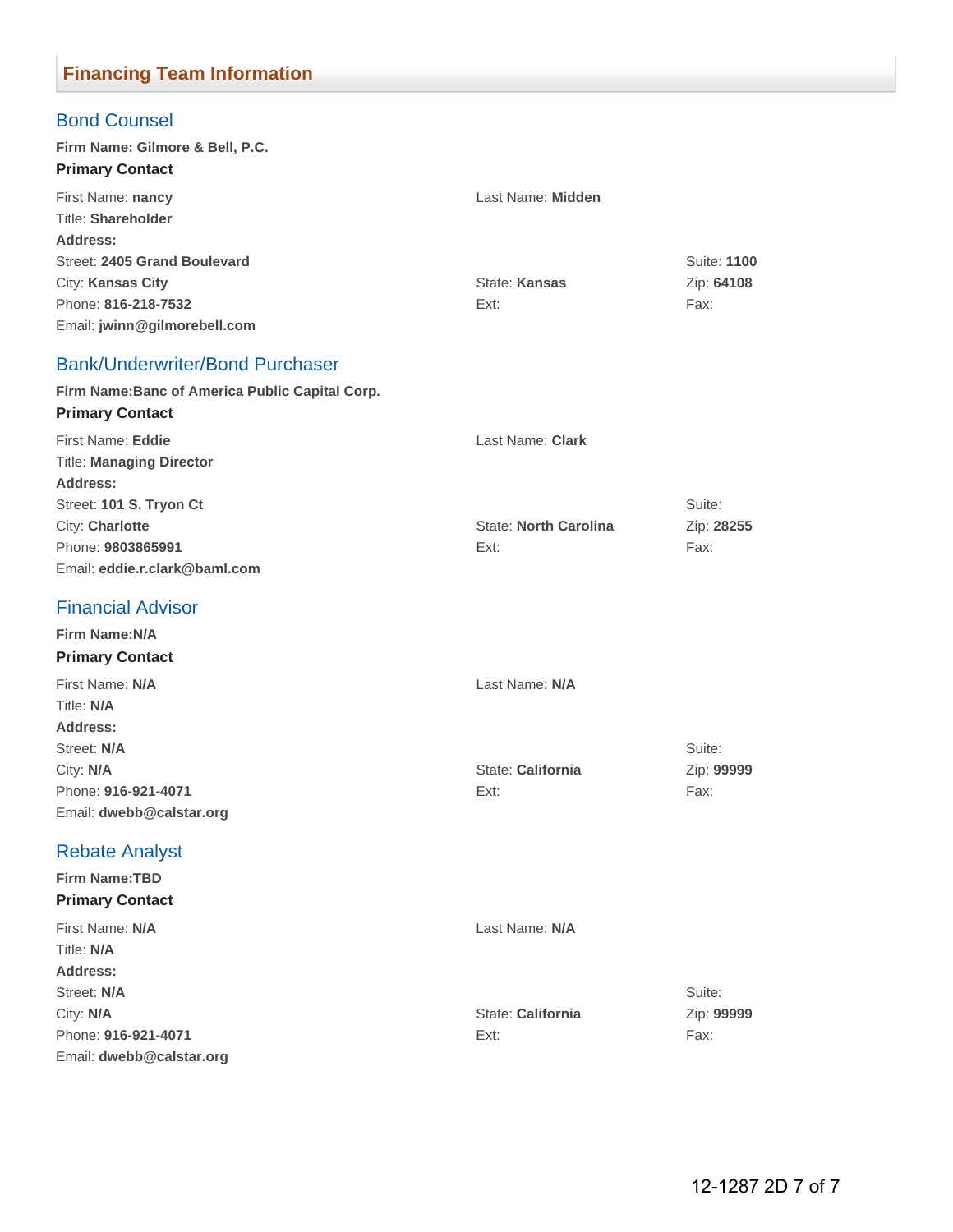## Financing Team Information

### Bond Counsel

**Firm Name: Gilmore & Bell, P.C.**

**Primary Contact**

First Name: **nancy**
Last Name: **Midden**
Title: **Shareholder**
**Address:**
Street: **2405 Grand Boulevard**
Suite: **1100**
City: **Kansas City**
State: **Kansas**
Zip: **64108**
Phone: **816-218-7532**
Ext:
Fax:
Email: **jwinn@gilmorebell.com**

### Bank/Underwriter/Bond Purchaser

**Firm Name:Banc of America Public Capital Corp.**

**Primary Contact**

First Name: **Eddie**
Last Name: **Clark**
Title: **Managing Director**
**Address:**
Street: **101 S. Tryon Ct**
Suite:
City: **Charlotte**
State: **North Carolina**
Zip: **28255**
Phone: **9803865991**
Ext:
Fax:
Email: **eddie.r.clark@baml.com**

### Financial Advisor

**Firm Name:N/A**

**Primary Contact**

First Name: **N/A**
Last Name: **N/A**
Title: **N/A**
**Address:**
Street: **N/A**
Suite:
City: **N/A**
State: **California**
Zip: **99999**
Phone: **916-921-4071**
Ext:
Fax:
Email: **dwebb@calstar.org**

### Rebate Analyst

**Firm Name:TBD**

**Primary Contact**

First Name: **N/A**
Last Name: **N/A**
Title: **N/A**
**Address:**
Street: **N/A**
Suite:
City: **N/A**
State: **California**
Zip: **99999**
Phone: **916-921-4071**
Ext:
Fax:
Email: **dwebb@calstar.org**

12-1287 2D